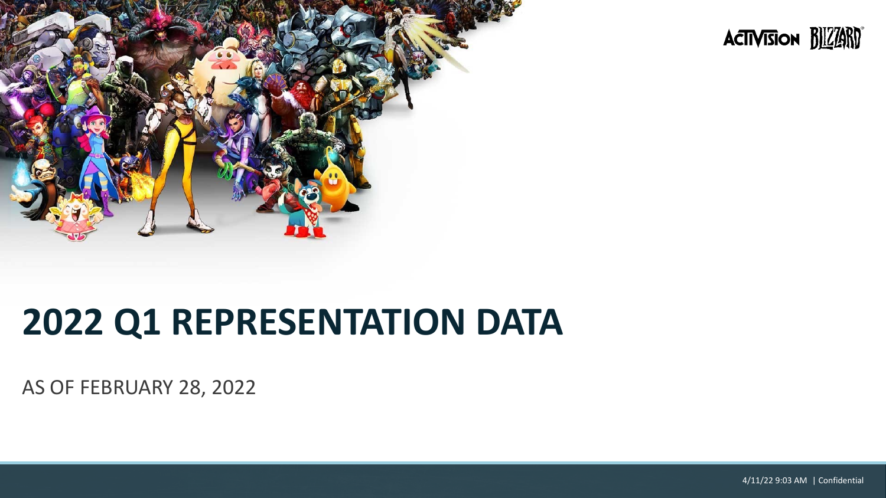# 2022 Q1 REPRESENTATION DATA

AS OF FEBRUARY 28, 2022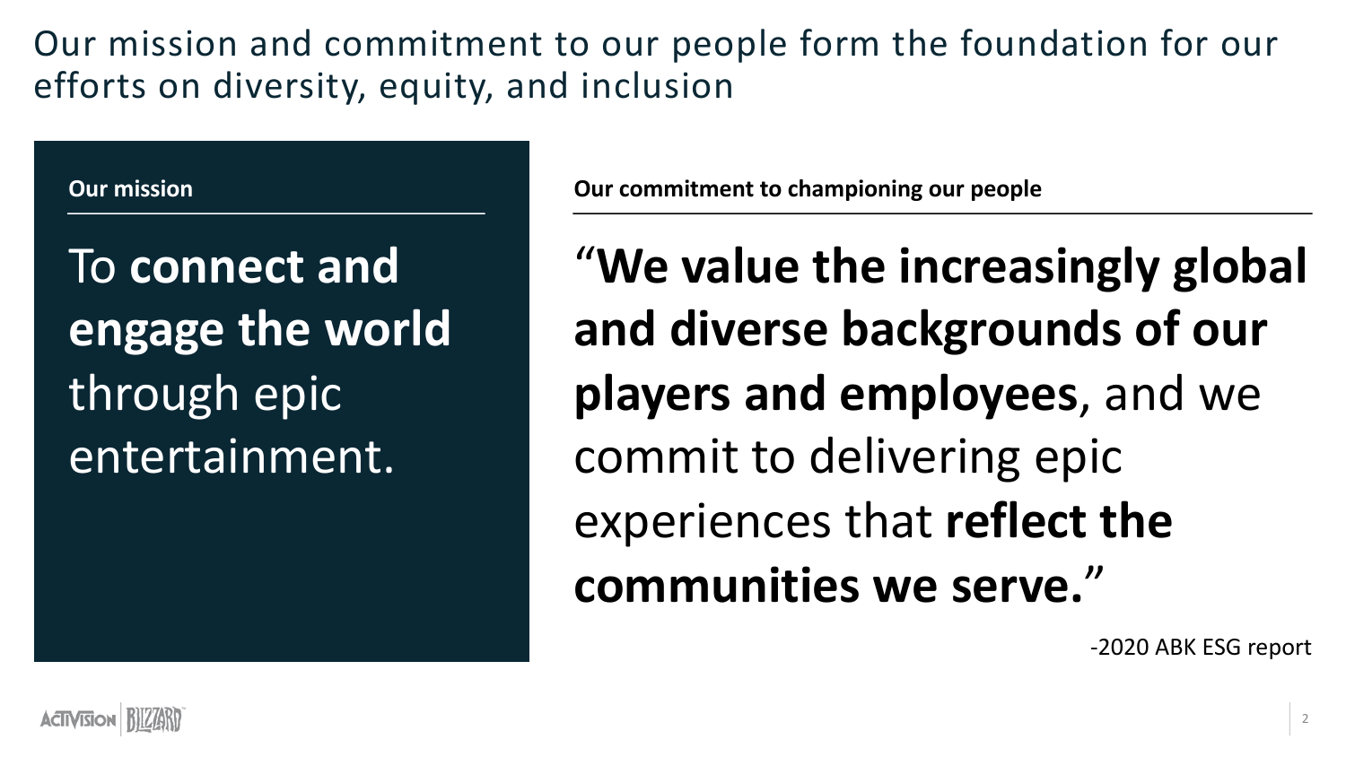# Our mission and commitment to our people form the foundation for our efforts on diversity, equity, and inclusion

## Our mission

To **connect and engage the world** through epic entertainment.

## Our commitment to championing our people

"**We value the increasingly global and diverse backgrounds of our players and employees**, and we commit to delivering epic experiences that **reflect the communities we serve.**"

-2020 ABK ESG report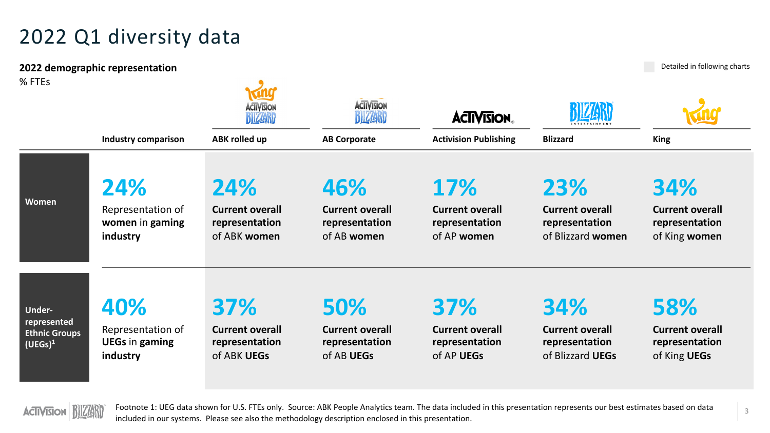# 2022 Q1 diversity data

**2022 demographic representation**
% FTEs

Detailed in following charts

| | Industry comparison | ABK rolled up | AB Corporate | Activision Publishing | Blizzard | King |
|---|---|---|---|---|---|---|
| **Women** | **24%** Representation of **women** in **gaming industry** | **24%** **Current overall representation** of ABK **women** | **46%** **Current overall representation** of AB **women** | **17%** **Current overall representation** of AP **women** | **23%** **Current overall representation** of Blizzard **women** | **34%** **Current overall representation** of King **women** |
| **Under-represented Ethnic Groups (UEGs)[1]** | **40%** Representation of **UEGs** in **gaming industry** | **37%** **Current overall representation** of ABK **UEGs** | **50%** **Current overall representation** of AB **UEGs** | **37%** **Current overall representation** of AP **UEGs** | **34%** **Current overall representation** of Blizzard **UEGs** | **58%** **Current overall representation** of King **UEGs** |

Footnote 1: UEG data shown for U.S. FTEs only. Source: ABK People Analytics team. The data included in this presentation represents our best estimates based on data included in our systems. Please see also the methodology description enclosed in this presentation.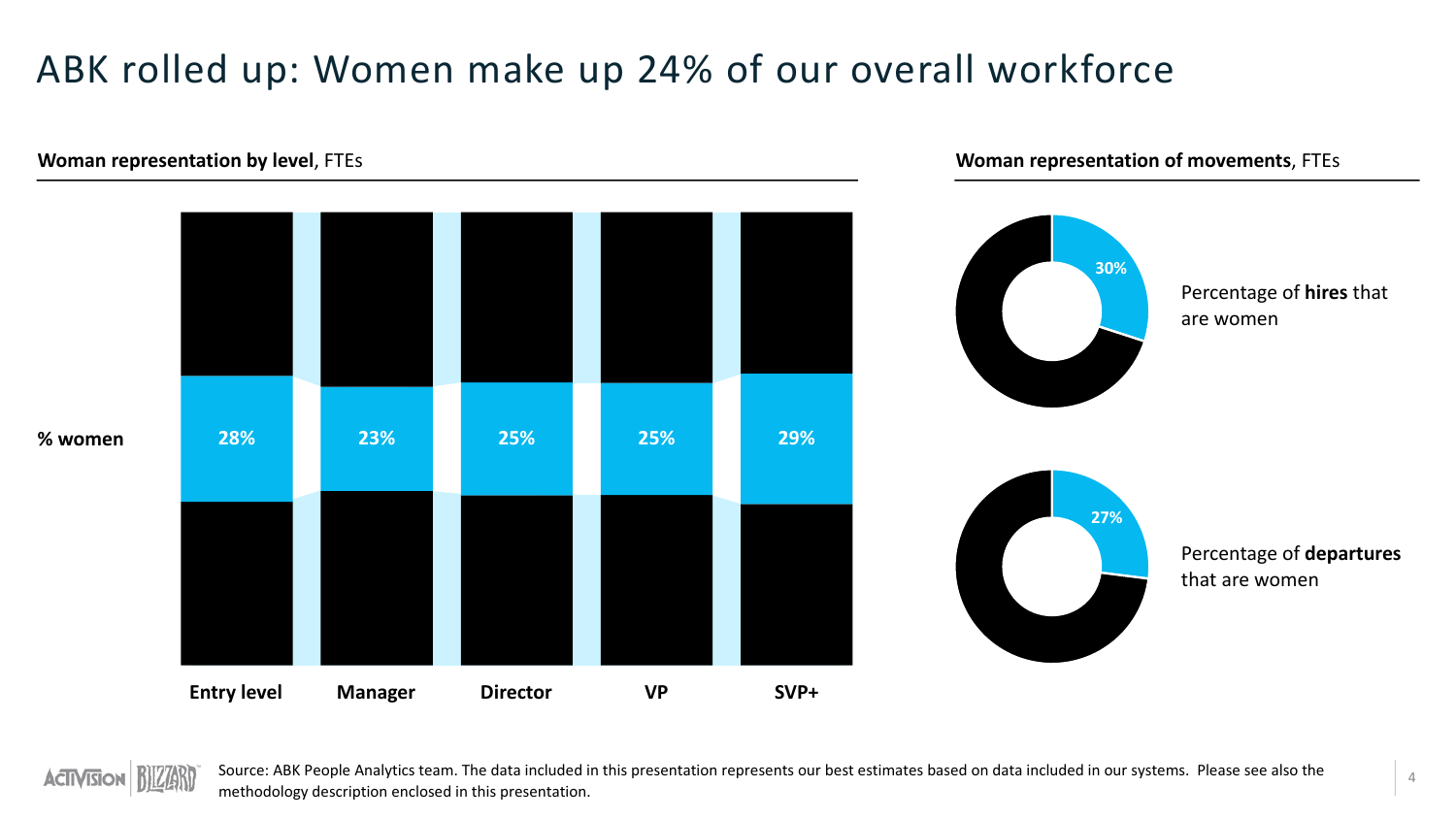# ABK rolled up: Women make up 24% of our overall workforce

**Woman representation by level**, FTEs

| | Entry level | Manager | Director | VP | SVP+ |
|---|---|---|---|---|---|
| **% women** | 28% | 23% | 25% | 25% | 29% |

**Woman representation of movements**, FTEs

30% — Percentage of **hires** that are women

27% — Percentage of **departures** that are women

Source: ABK People Analytics team. The data included in this presentation represents our best estimates based on data included in our systems. Please see also the methodology description enclosed in this presentation.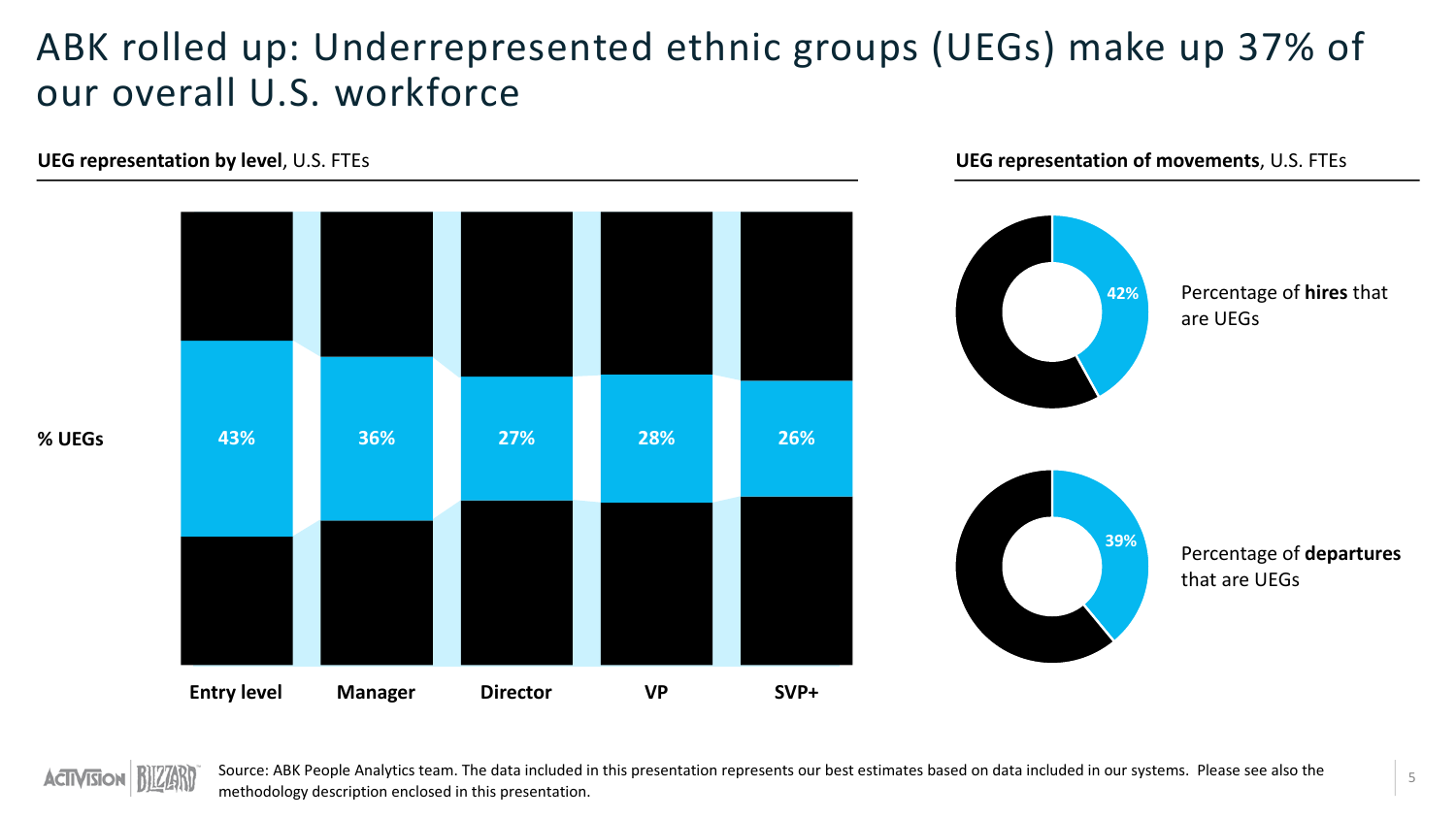# ABK rolled up: Underrepresented ethnic groups (UEGs) make up 37% of our overall U.S. workforce

**UEG representation by level**, U.S. FTEs

| | Entry level | Manager | Director | VP | SVP+ |
|---|---|---|---|---|---|
| **% UEGs** | 43% | 36% | 27% | 28% | 26% |

**UEG representation of movements**, U.S. FTEs

- 42% — Percentage of **hires** that are UEGs
- 39% — Percentage of **departures** that are UEGs

Source: ABK People Analytics team. The data included in this presentation represents our best estimates based on data included in our systems. Please see also the methodology description enclosed in this presentation.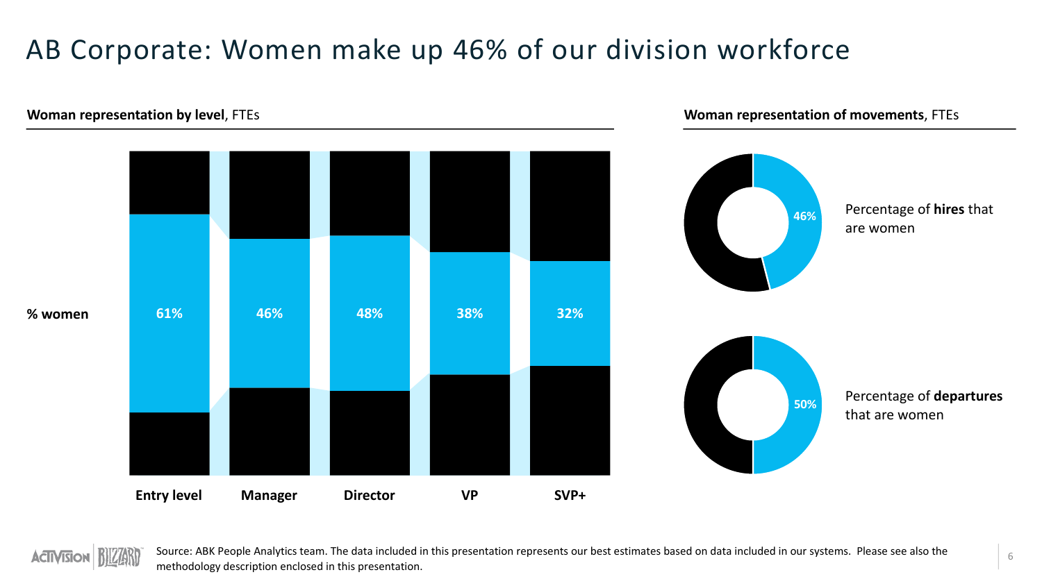# AB Corporate: Women make up 46% of our division workforce

**Woman representation by level**, FTEs

| | Entry level | Manager | Director | VP | SVP+ |
|---|---|---|---|---|---|
| **% women** | 61% | 46% | 48% | 38% | 32% |

**Woman representation of movements**, FTEs

- 46% — Percentage of **hires** that are women
- 50% — Percentage of **departures** that are women

Source: ABK People Analytics team. The data included in this presentation represents our best estimates based on data included in our systems. Please see also the methodology description enclosed in this presentation.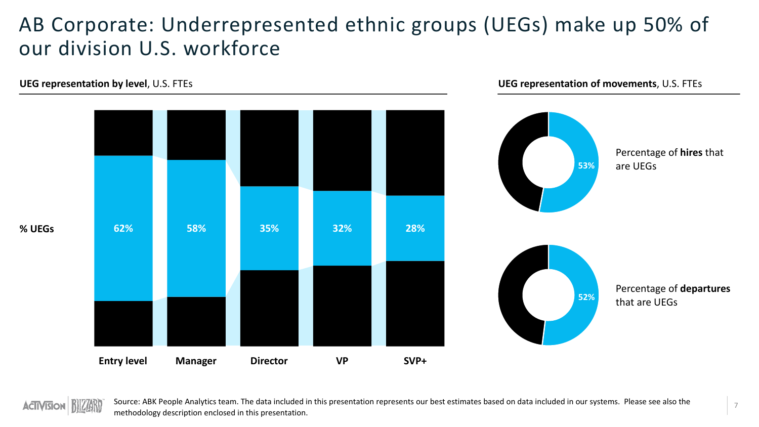# AB Corporate: Underrepresented ethnic groups (UEGs) make up 50% of our division U.S. workforce

**UEG representation by level**, U.S. FTEs

| | Entry level | Manager | Director | VP | SVP+ |
|---|---|---|---|---|---|
| **% UEGs** | 62% | 58% | 35% | 32% | 28% |

**UEG representation of movements**, U.S. FTEs

53% — Percentage of **hires** that are UEGs

52% — Percentage of **departures** that are UEGs

Source: ABK People Analytics team. The data included in this presentation represents our best estimates based on data included in our systems. Please see also the methodology description enclosed in this presentation.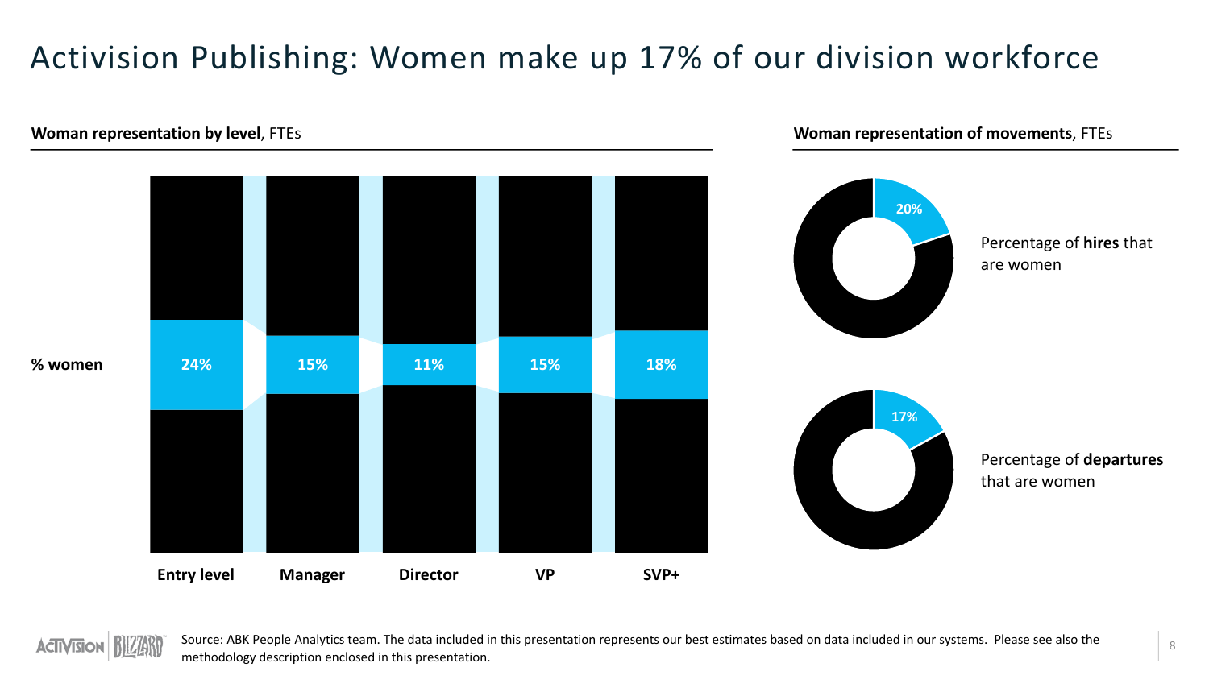# Activision Publishing: Women make up 17% of our division workforce

**Woman representation by level**, FTEs

| | Entry level | Manager | Director | VP | SVP+ |
|---|---|---|---|---|---|
| **% women** | 24% | 15% | 11% | 15% | 18% |

**Woman representation of movements**, FTEs

20% — Percentage of **hires** that are women

17% — Percentage of **departures** that are women

Source: ABK People Analytics team. The data included in this presentation represents our best estimates based on data included in our systems. Please see also the methodology description enclosed in this presentation.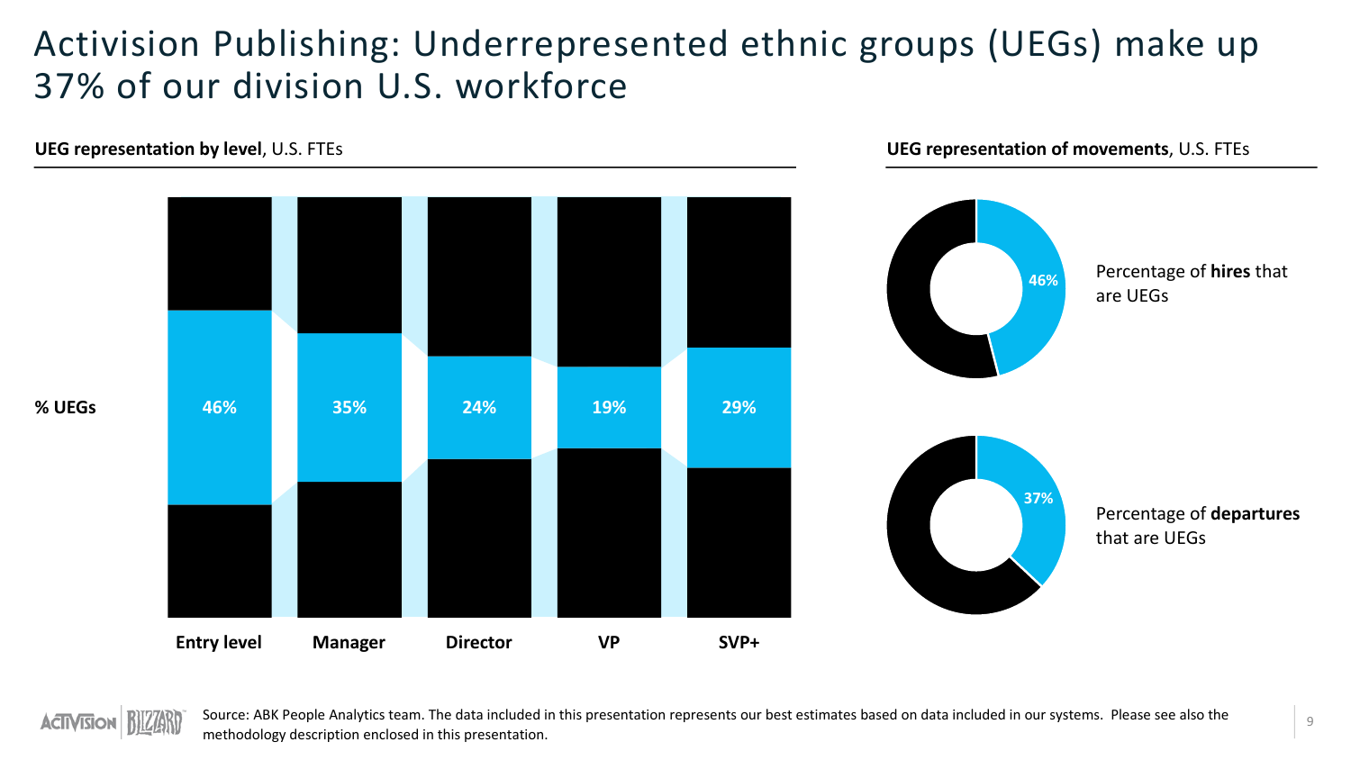# Activision Publishing: Underrepresented ethnic groups (UEGs) make up 37% of our division U.S. workforce

**UEG representation by level**, U.S. FTEs

| | Entry level | Manager | Director | VP | SVP+ |
|---|---|---|---|---|---|
| **% UEGs** | 46% | 35% | 24% | 19% | 29% |

**UEG representation of movements**, U.S. FTEs

- 46% — Percentage of **hires** that are UEGs
- 37% — Percentage of **departures** that are UEGs

Source: ABK People Analytics team. The data included in this presentation represents our best estimates based on data included in our systems. Please see also the methodology description enclosed in this presentation.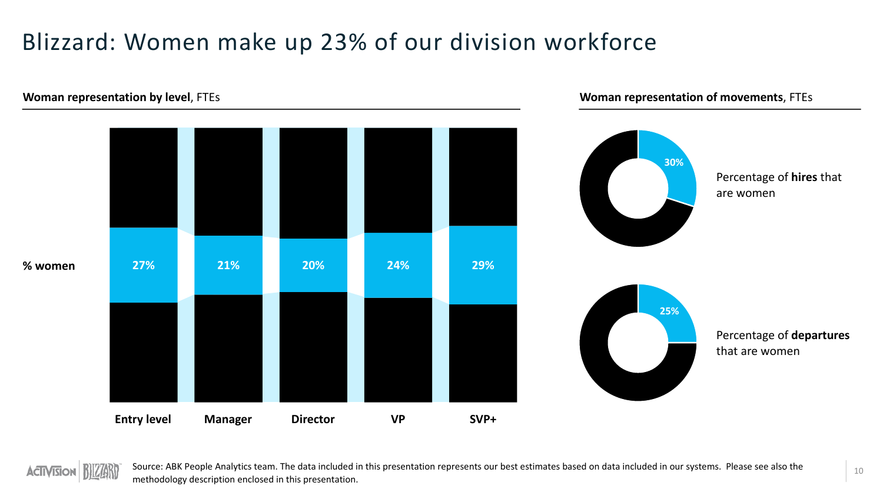# Blizzard: Women make up 23% of our division workforce

**Woman representation by level**, FTEs

| | Entry level | Manager | Director | VP | SVP+ |
|---|---|---|---|---|---|
| **% women** | 27% | 21% | 20% | 24% | 29% |

**Woman representation of movements**, FTEs

- 30% — Percentage of **hires** that are women
- 25% — Percentage of **departures** that are women

Source: ABK People Analytics team. The data included in this presentation represents our best estimates based on data included in our systems. Please see also the methodology description enclosed in this presentation.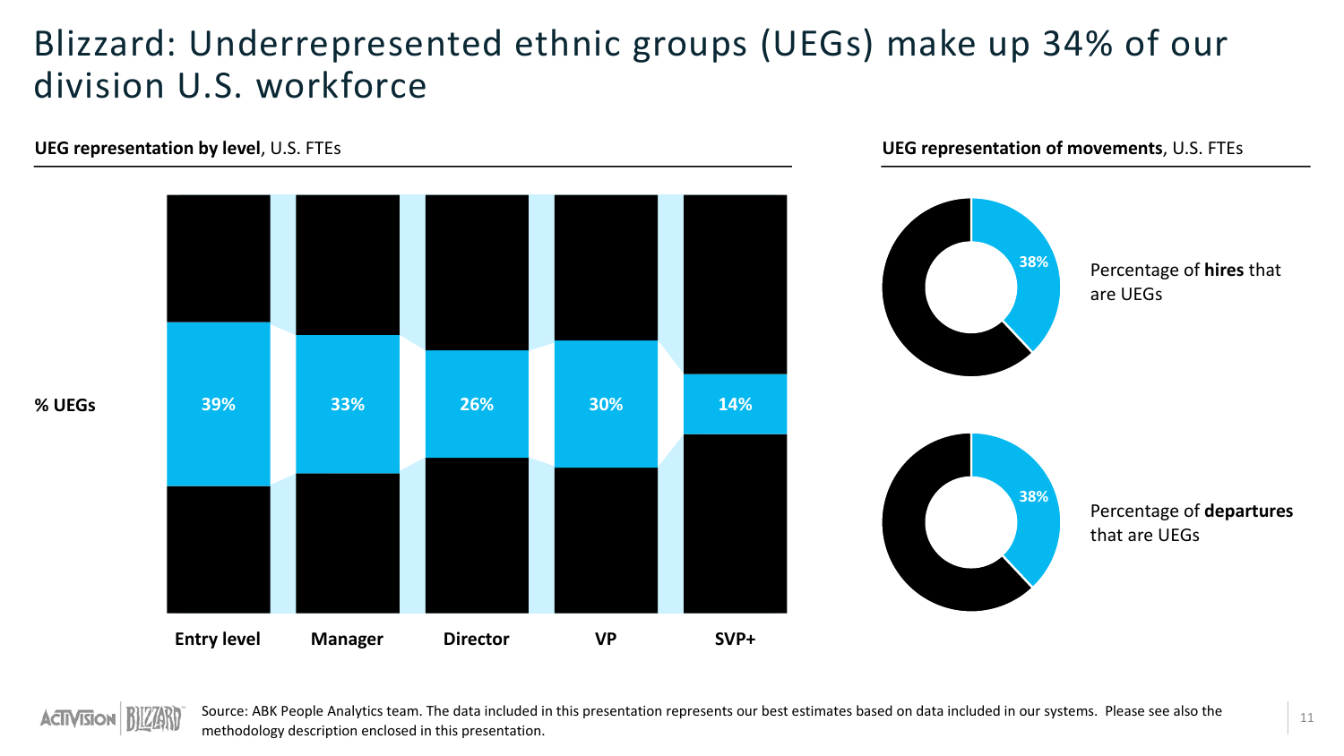# Blizzard: Underrepresented ethnic groups (UEGs) make up 34% of our division U.S. workforce

**UEG representation by level**, U.S. FTEs

| | Entry level | Manager | Director | VP | SVP+ |
|---|---|---|---|---|---|
| **% UEGs** | 39% | 33% | 26% | 30% | 14% |

**UEG representation of movements**, U.S. FTEs

- 38% — Percentage of **hires** that are UEGs
- 38% — Percentage of **departures** that are UEGs

Source: ABK People Analytics team. The data included in this presentation represents our best estimates based on data included in our systems. Please see also the methodology description enclosed in this presentation.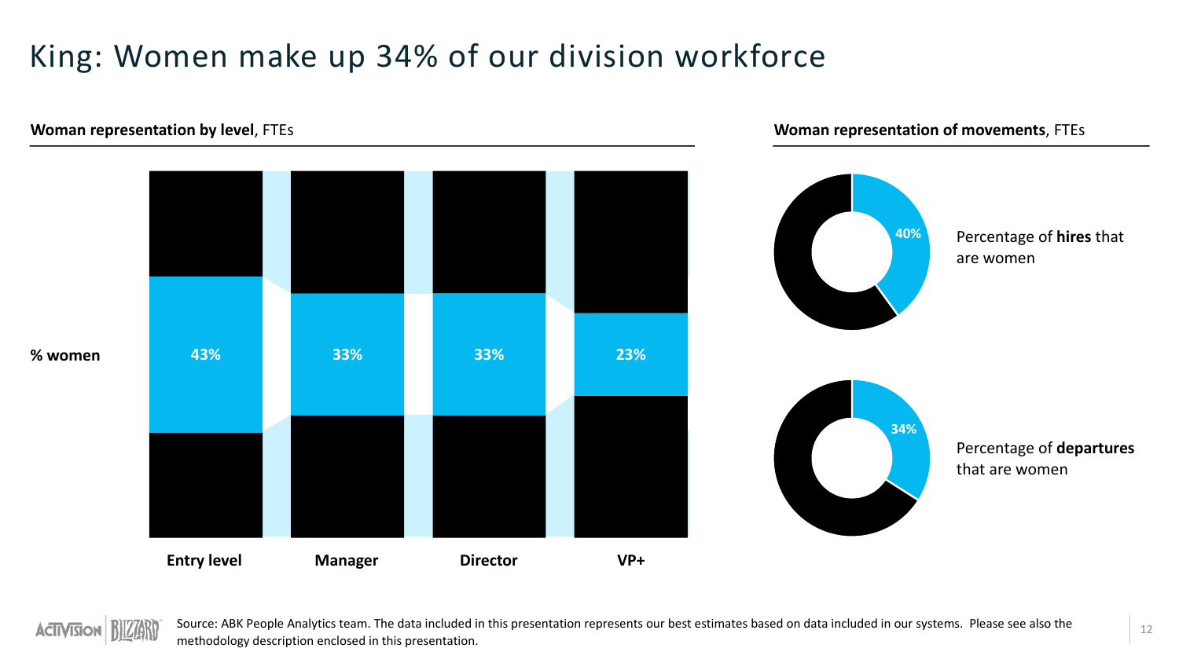# King: Women make up 34% of our division workforce

**Woman representation by level**, FTEs

| | Entry level | Manager | Director | VP+ |
|---|---|---|---|---|
| **% women** | 43% | 33% | 33% | 23% |

**Woman representation of movements**, FTEs

40% — Percentage of **hires** that are women

34% — Percentage of **departures** that are women

Source: ABK People Analytics team. The data included in this presentation represents our best estimates based on data included in our systems. Please see also the methodology description enclosed in this presentation.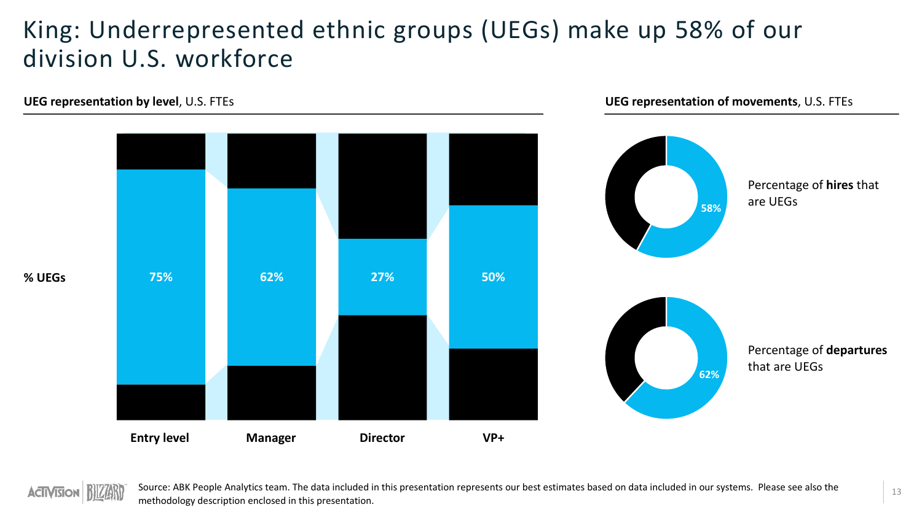# King: Underrepresented ethnic groups (UEGs) make up 58% of our division U.S. workforce

**UEG representation by level**, U.S. FTEs

| | Entry level | Manager | Director | VP+ |
|---|---|---|---|---|
| **% UEGs** | 75% | 62% | 27% | 50% |

**UEG representation of movements**, U.S. FTEs

- 58% — Percentage of **hires** that are UEGs
- 62% — Percentage of **departures** that are UEGs

Source: ABK People Analytics team. The data included in this presentation represents our best estimates based on data included in our systems. Please see also the methodology description enclosed in this presentation.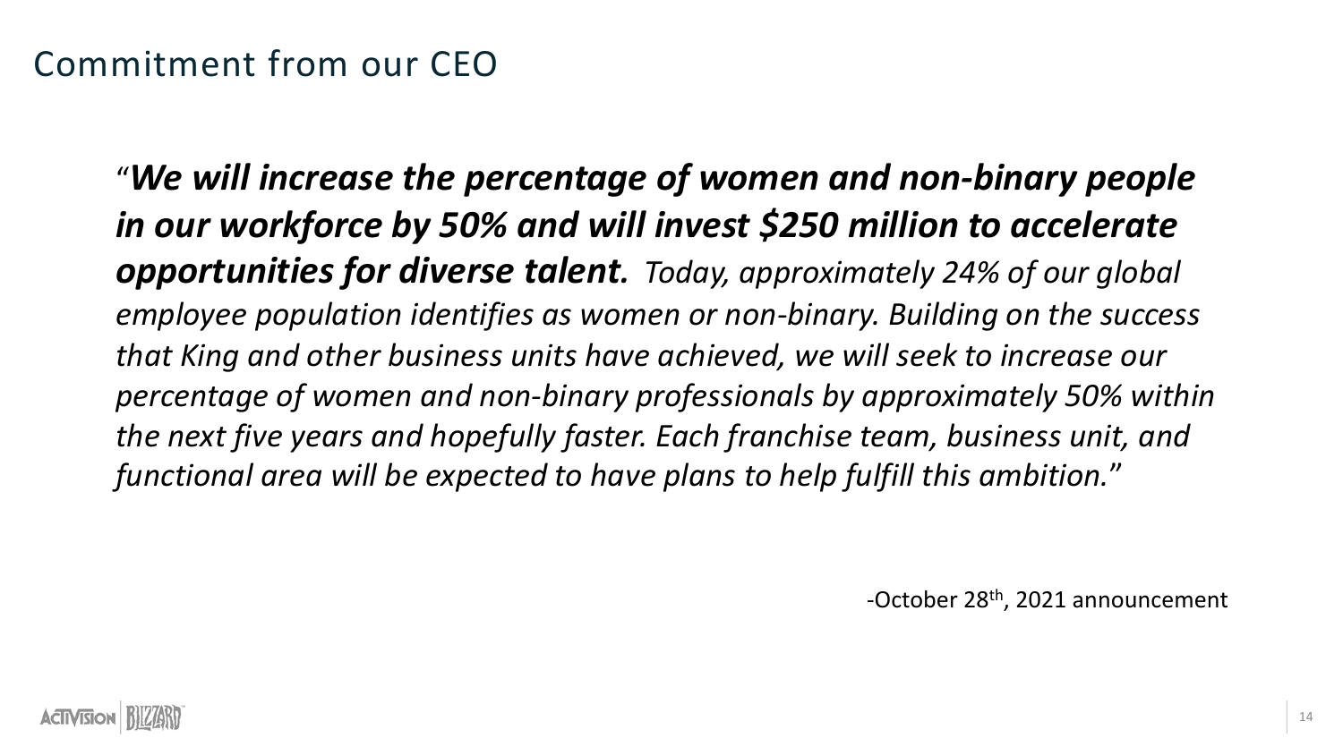# Commitment from our CEO

"***We will increase the percentage of women and non-binary people in our workforce by 50% and will invest $250 million to accelerate opportunities for diverse talent.*** *Today, approximately 24% of our global employee population identifies as women or non-binary. Building on the success that King and other business units have achieved, we will seek to increase our percentage of women and non-binary professionals by approximately 50% within the next five years and hopefully faster. Each franchise team, business unit, and functional area will be expected to have plans to help fulfill this ambition.*"

-October 28th, 2021 announcement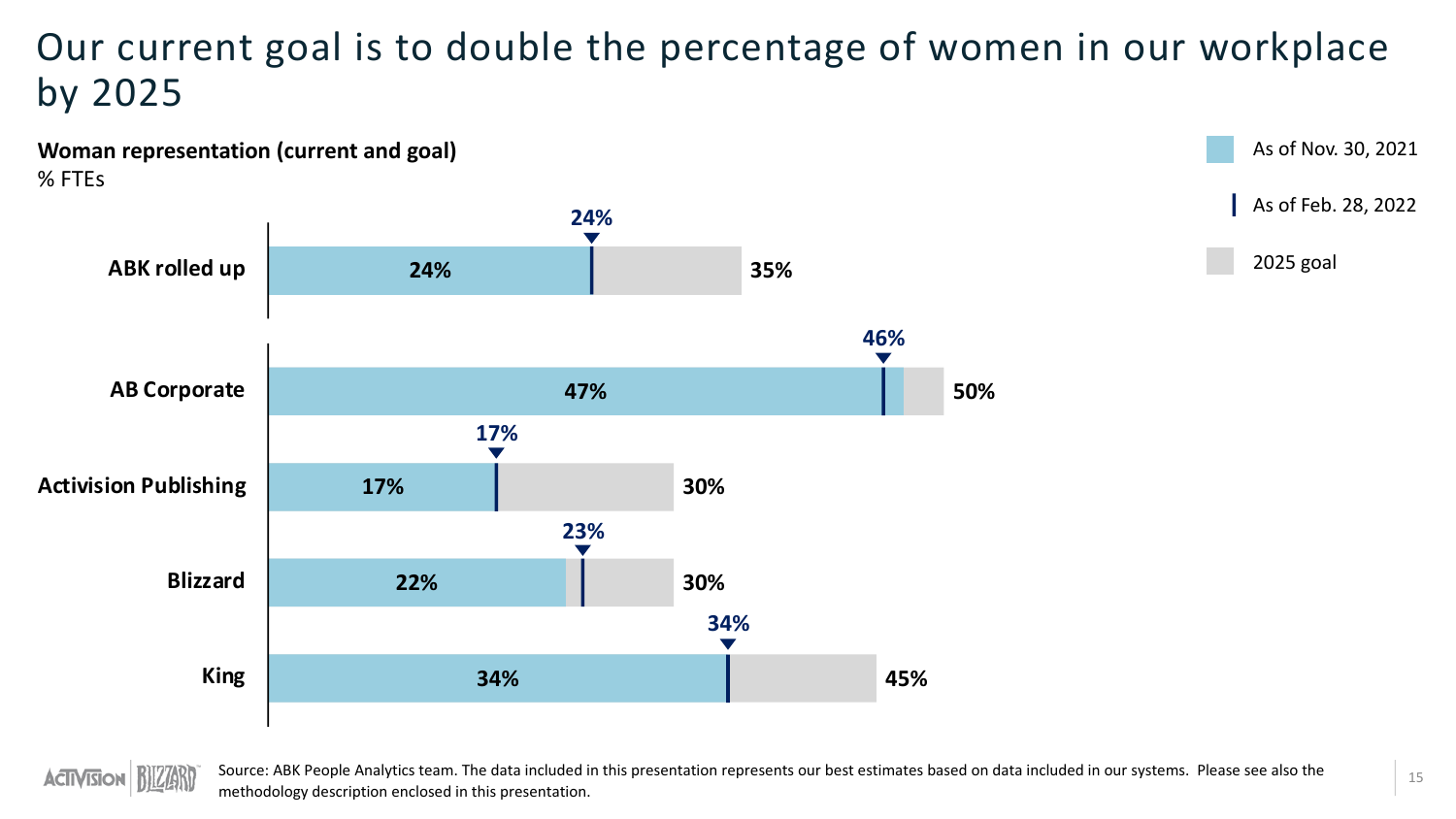# Our current goal is to double the percentage of women in our workplace by 2025

**Woman representation (current and goal)**
% FTEs

| | As of Nov. 30, 2021 | As of Feb. 28, 2022 | 2025 goal |
|---|---|---|---|
| ABK rolled up | 24% | 24% | 35% |
| AB Corporate | 47% | 46% | 50% |
| Activision Publishing | 17% | 17% | 30% |
| Blizzard | 22% | 23% | 30% |
| King | 34% | 34% | 45% |

Source: ABK People Analytics team. The data included in this presentation represents our best estimates based on data included in our systems. Please see also the methodology description enclosed in this presentation.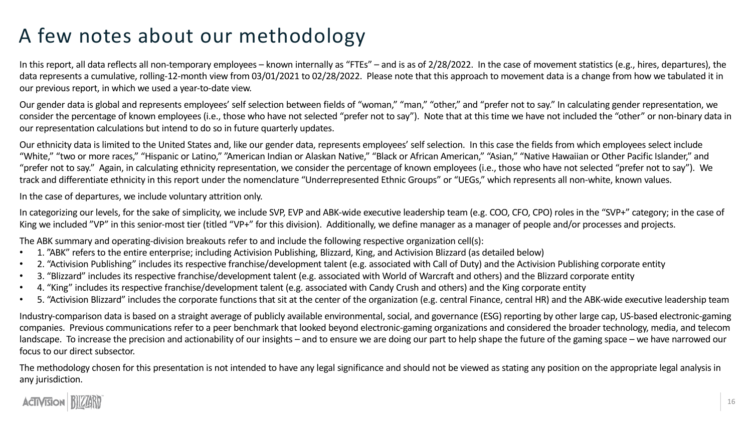# A few notes about our methodology

In this report, all data reflects all non-temporary employees – known internally as "FTEs" – and is as of 2/28/2022. In the case of movement statistics (e.g., hires, departures), the data represents a cumulative, rolling-12-month view from 03/01/2021 to 02/28/2022. Please note that this approach to movement data is a change from how we tabulated it in our previous report, in which we used a year-to-date view.

Our gender data is global and represents employees' self selection between fields of "woman," "man," "other," and "prefer not to say." In calculating gender representation, we consider the percentage of known employees (i.e., those who have not selected "prefer not to say"). Note that at this time we have not included the "other" or non-binary data in our representation calculations but intend to do so in future quarterly updates.

Our ethnicity data is limited to the United States and, like our gender data, represents employees' self selection. In this case the fields from which employees select include "White," "two or more races," "Hispanic or Latino," "American Indian or Alaskan Native," "Black or African American," "Asian," "Native Hawaiian or Other Pacific Islander," and "prefer not to say." Again, in calculating ethnicity representation, we consider the percentage of known employees (i.e., those who have not selected "prefer not to say"). We track and differentiate ethnicity in this report under the nomenclature "Underrepresented Ethnic Groups" or "UEGs," which represents all non-white, known values.

In the case of departures, we include voluntary attrition only.

In categorizing our levels, for the sake of simplicity, we include SVP, EVP and ABK-wide executive leadership team (e.g. COO, CFO, CPO) roles in the "SVP+" category; in the case of King we included "VP" in this senior-most tier (titled "VP+" for this division). Additionally, we define manager as a manager of people and/or processes and projects.

The ABK summary and operating-division breakouts refer to and include the following respective organization cell(s):

- 1. "ABK" refers to the entire enterprise; including Activision Publishing, Blizzard, King, and Activision Blizzard (as detailed below)
- 2. "Activision Publishing" includes its respective franchise/development talent (e.g. associated with Call of Duty) and the Activision Publishing corporate entity
- 3. "Blizzard" includes its respective franchise/development talent (e.g. associated with World of Warcraft and others) and the Blizzard corporate entity
- 4. "King" includes its respective franchise/development talent (e.g. associated with Candy Crush and others) and the King corporate entity
- 5. "Activision Blizzard" includes the corporate functions that sit at the center of the organization (e.g. central Finance, central HR) and the ABK-wide executive leadership team

Industry-comparison data is based on a straight average of publicly available environmental, social, and governance (ESG) reporting by other large cap, US-based electronic-gaming companies. Previous communications refer to a peer benchmark that looked beyond electronic-gaming organizations and considered the broader technology, media, and telecom landscape. To increase the precision and actionability of our insights – and to ensure we are doing our part to help shape the future of the gaming space – we have narrowed our focus to our direct subsector.

The methodology chosen for this presentation is not intended to have any legal significance and should not be viewed as stating any position on the appropriate legal analysis in any jurisdiction.